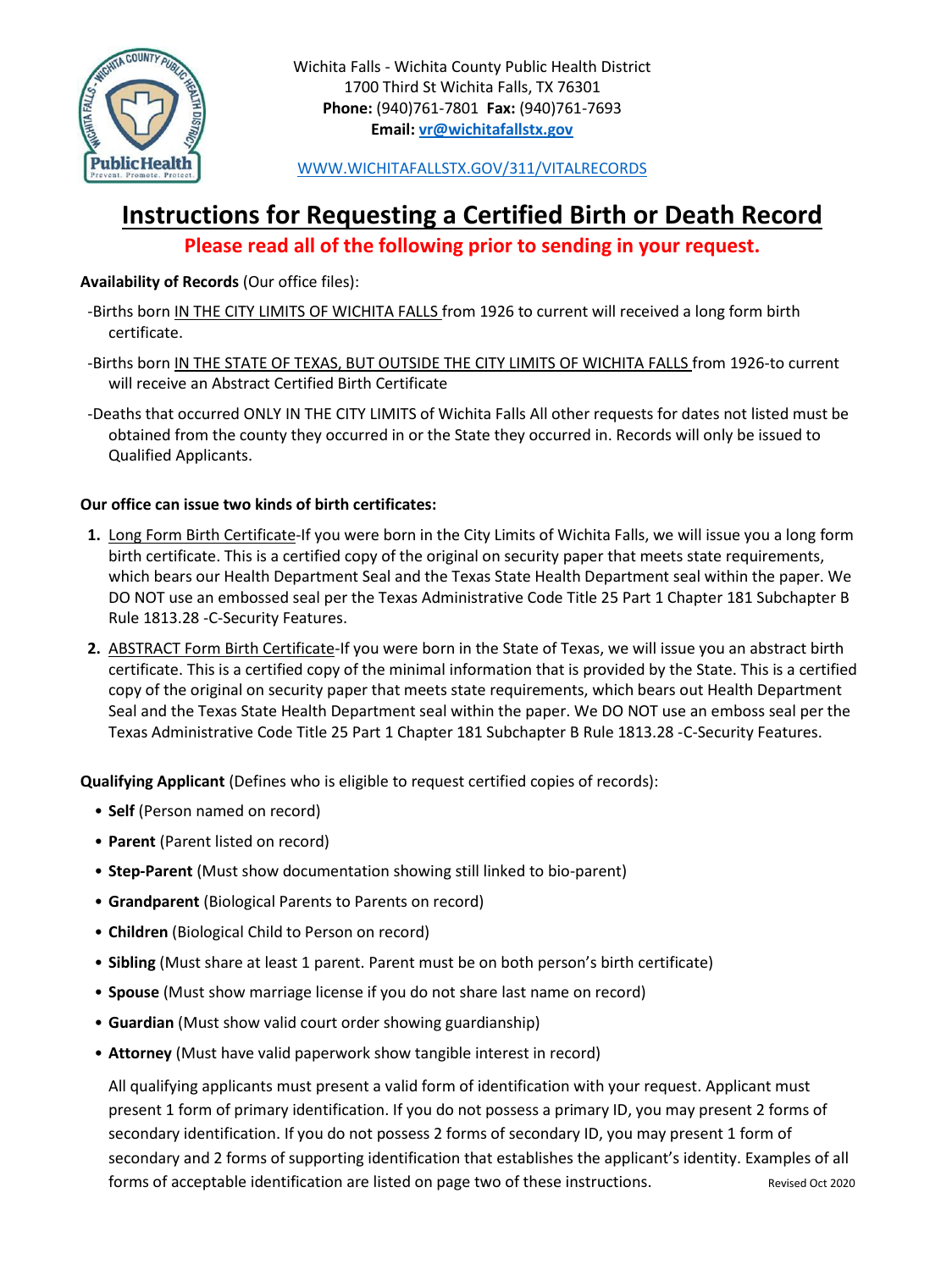Wichita Falls - Wichita County Public Health District
1700 Third St Wichita Falls, TX 76301
**Phone:** (940)761-7801 **Fax:** (940)761-7693
**Email:** vr@wichitafallstx.gov

WWW.WICHITAFALLSTX.GOV/311/VITALRECORDS

# Instructions for Requesting a Certified Birth or Death Record

**Please read all of the following prior to sending in your request.**

**Availability of Records** (Our office files):

-Births born IN THE CITY LIMITS OF WICHITA FALLS from 1926 to current will received a long form birth certificate.

-Births born IN THE STATE OF TEXAS, BUT OUTSIDE THE CITY LIMITS OF WICHITA FALLS from 1926-to current will receive an Abstract Certified Birth Certificate

-Deaths that occurred ONLY IN THE CITY LIMITS of Wichita Falls All other requests for dates not listed must be obtained from the county they occurred in or the State they occurred in. Records will only be issued to Qualified Applicants.

**Our office can issue two kinds of birth certificates:**

1. Long Form Birth Certificate-If you were born in the City Limits of Wichita Falls, we will issue you a long form birth certificate. This is a certified copy of the original on security paper that meets state requirements, which bears our Health Department Seal and the Texas State Health Department seal within the paper. We DO NOT use an embossed seal per the Texas Administrative Code Title 25 Part 1 Chapter 181 Subchapter B Rule 1813.28 -C-Security Features.
2. ABSTRACT Form Birth Certificate-If you were born in the State of Texas, we will issue you an abstract birth certificate. This is a certified copy of the minimal information that is provided by the State. This is a certified copy of the original on security paper that meets state requirements, which bears out Health Department Seal and the Texas State Health Department seal within the paper. We DO NOT use an emboss seal per the Texas Administrative Code Title 25 Part 1 Chapter 181 Subchapter B Rule 1813.28 -C-Security Features.

**Qualifying Applicant** (Defines who is eligible to request certified copies of records):

- **Self** (Person named on record)
- **Parent** (Parent listed on record)
- **Step-Parent** (Must show documentation showing still linked to bio-parent)
- **Grandparent** (Biological Parents to Parents on record)
- **Children** (Biological Child to Person on record)
- **Sibling** (Must share at least 1 parent. Parent must be on both person's birth certificate)
- **Spouse** (Must show marriage license if you do not share last name on record)
- **Guardian** (Must show valid court order showing guardianship)
- **Attorney** (Must have valid paperwork show tangible interest in record)

All qualifying applicants must present a valid form of identification with your request. Applicant must present 1 form of primary identification. If you do not possess a primary ID, you may present 2 forms of secondary identification. If you do not possess 2 forms of secondary ID, you may present 1 form of secondary and 2 forms of supporting identification that establishes the applicant's identity. Examples of all forms of acceptable identification are listed on page two of these instructions.

Revised Oct 2020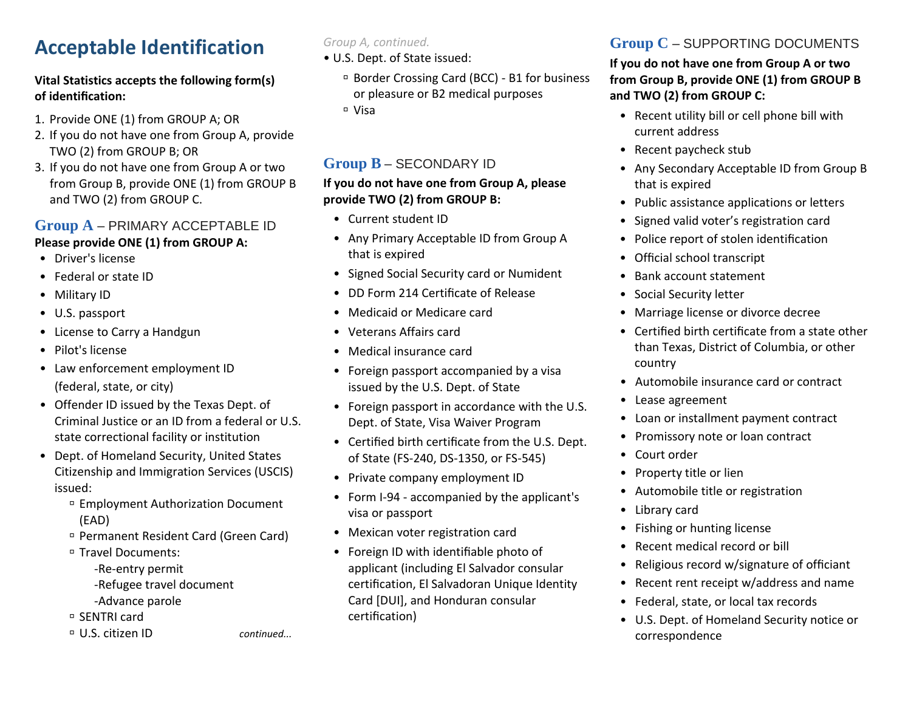# Acceptable Identification

**Vital Statistics accepts the following form(s) of identification:**

1. Provide ONE (1) from GROUP A; OR
2. If you do not have one from Group A, provide TWO (2) from GROUP B; OR
3. If you do not have one from Group A or two from Group B, provide ONE (1) from GROUP B and TWO (2) from GROUP C.

## Group A – PRIMARY ACCEPTABLE ID

**Please provide ONE (1) from GROUP A:**

- Driver's license
- Federal or state ID
- Military ID
- U.S. passport
- License to Carry a Handgun
- Pilot's license
- Law enforcement employment ID (federal, state, or city)
- Offender ID issued by the Texas Dept. of Criminal Justice or an ID from a federal or U.S. state correctional facility or institution
- Dept. of Homeland Security, United States Citizenship and Immigration Services (USCIS) issued:
  - Employment Authorization Document (EAD)
  - Permanent Resident Card (Green Card)
  - Travel Documents:
    - -Re-entry permit
    - -Refugee travel document
    - -Advance parole
  - SENTRI card
  - U.S. citizen ID

*continued...*

*Group A, continued.*

- U.S. Dept. of State issued:
  - Border Crossing Card (BCC) - B1 for business or pleasure or B2 medical purposes
  - Visa

## Group B – SECONDARY ID

**If you do not have one from Group A, please provide TWO (2) from GROUP B:**

- Current student ID
- Any Primary Acceptable ID from Group A that is expired
- Signed Social Security card or Numident
- DD Form 214 Certificate of Release
- Medicaid or Medicare card
- Veterans Affairs card
- Medical insurance card
- Foreign passport accompanied by a visa issued by the U.S. Dept. of State
- Foreign passport in accordance with the U.S. Dept. of State, Visa Waiver Program
- Certified birth certificate from the U.S. Dept. of State (FS-240, DS-1350, or FS-545)
- Private company employment ID
- Form I-94 - accompanied by the applicant's visa or passport
- Mexican voter registration card
- Foreign ID with identifiable photo of applicant (including El Salvador consular certification, El Salvadoran Unique Identity Card [DUI], and Honduran consular certification)

## Group C – SUPPORTING DOCUMENTS

**If you do not have one from Group A or two from Group B, provide ONE (1) from GROUP B and TWO (2) from GROUP C:**

- Recent utility bill or cell phone bill with current address
- Recent paycheck stub
- Any Secondary Acceptable ID from Group B that is expired
- Public assistance applications or letters
- Signed valid voter's registration card
- Police report of stolen identification
- Official school transcript
- Bank account statement
- Social Security letter
- Marriage license or divorce decree
- Certified birth certificate from a state other than Texas, District of Columbia, or other country
- Automobile insurance card or contract
- Lease agreement
- Loan or installment payment contract
- Promissory note or loan contract
- Court order
- Property title or lien
- Automobile title or registration
- Library card
- Fishing or hunting license
- Recent medical record or bill
- Religious record w/signature of officiant
- Recent rent receipt w/address and name
- Federal, state, or local tax records
- U.S. Dept. of Homeland Security notice or correspondence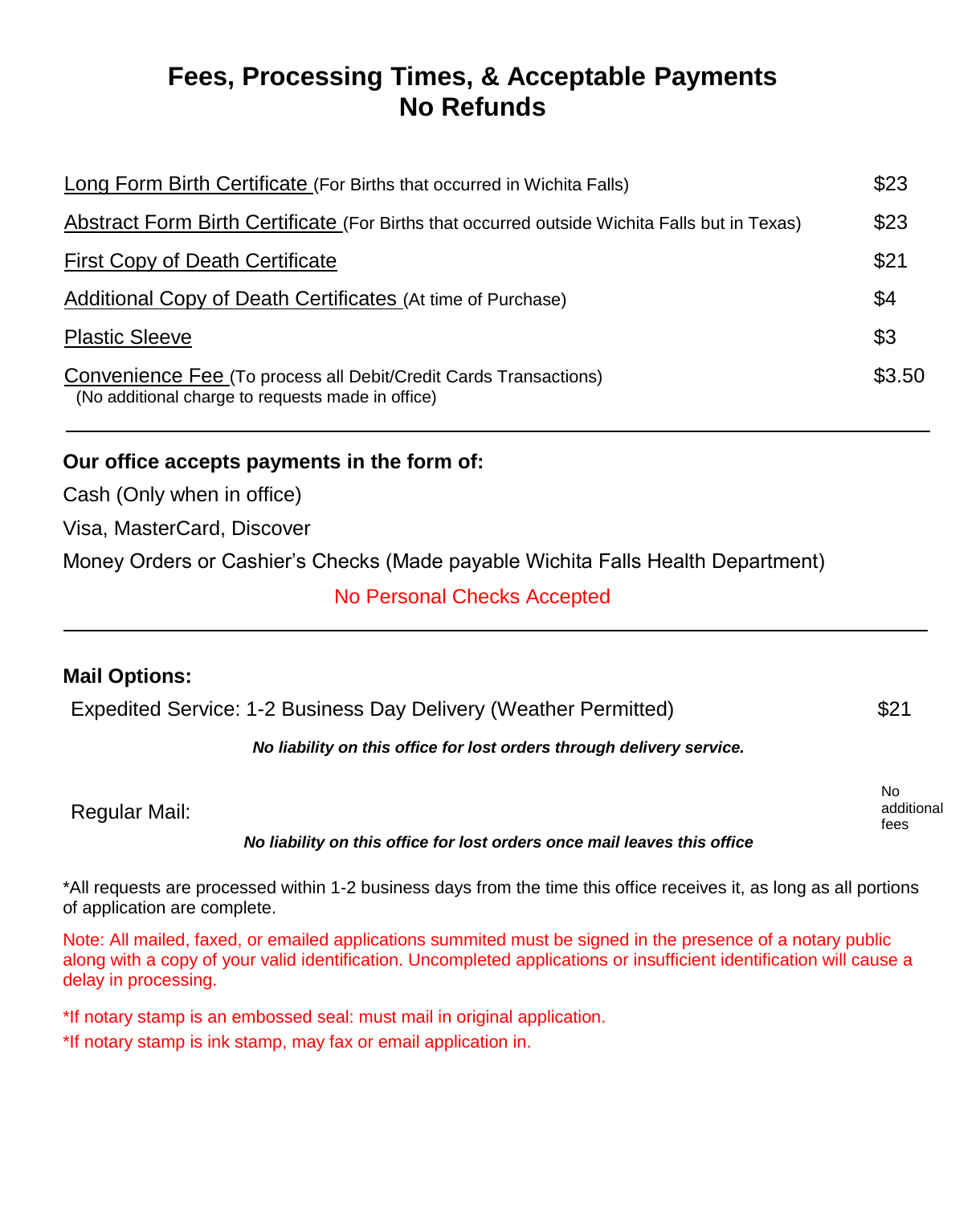# Fees, Processing Times, & Acceptable Payments
# No Refunds

| | |
|---|---|
| Long Form Birth Certificate (For Births that occurred in Wichita Falls) | $23 |
| Abstract Form Birth Certificate (For Births that occurred outside Wichita Falls but in Texas) | $23 |
| First Copy of Death Certificate | $21 |
| Additional Copy of Death Certificates (At time of Purchase) | $4 |
| Plastic Sleeve | $3 |
| Convenience Fee (To process all Debit/Credit Cards Transactions) (No additional charge to requests made in office) | $3.50 |

---

**Our office accepts payments in the form of:**

Cash (Only when in office)

Visa, MasterCard, Discover

Money Orders or Cashier's Checks (Made payable Wichita Falls Health Department)

No Personal Checks Accepted

---

**Mail Options:**

| | |
|---|---|
| Expedited Service: 1-2 Business Day Delivery (Weather Permitted) | $21 |

***No liability on this office for lost orders through delivery service.***

| | |
|---|---|
| Regular Mail: | No additional fees |

***No liability on this office for lost orders once mail leaves this office***

*All requests are processed within 1-2 business days from the time this office receives it, as long as all portions of application are complete.

Note: All mailed, faxed, or emailed applications summited must be signed in the presence of a notary public along with a copy of your valid identification. Uncompleted applications or insufficient identification will cause a delay in processing.

*If notary stamp is an embossed seal: must mail in original application.

*If notary stamp is ink stamp, may fax or email application in.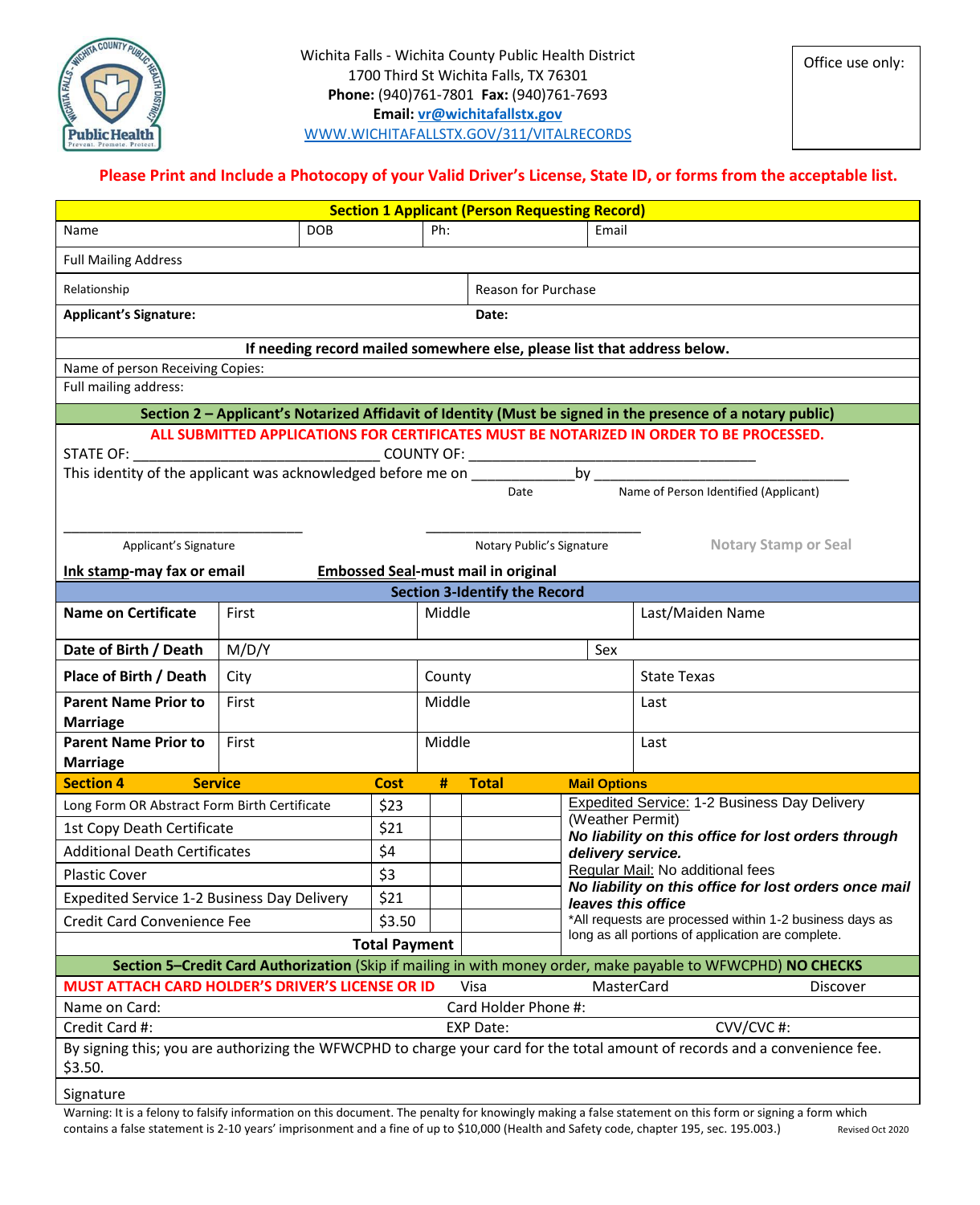Wichita Falls - Wichita County Public Health District
1700 Third St Wichita Falls, TX 76301
**Phone:** (940)761-7801 **Fax:** (940)761-7693
**Email:** vr@wichitafallstx.gov
WWW.WICHITAFALLSTX.GOV/311/VITALRECORDS

Office use only:

**Please Print and Include a Photocopy of your Valid Driver's License, State ID, or forms from the acceptable list.**

## Section 1 Applicant (Person Requesting Record)

| | | | |
|---|---|---|---|
| Name | DOB | Ph: | Email |
| Full Mailing Address | | | |
| Relationship | | Reason for Purchase | |
| **Applicant's Signature:** | | **Date:** | |

**If needing record mailed somewhere else, please list that address below.**

Name of person Receiving Copies:

Full mailing address:

## Section 2 – Applicant's Notarized Affidavit of Identity (Must be signed in the presence of a notary public)

**ALL SUBMITTED APPLICATIONS FOR CERTIFICATES MUST BE NOTARIZED IN ORDER TO BE PROCESSED.**

STATE OF: ______________________________ COUNTY OF: ___________________________________

This identity of the applicant was acknowledged before me on _____________by _______________________________

Date | Name of Person Identified (Applicant)

______________________________ ______________________________

Applicant's Signature | Notary Public's Signature | Notary Stamp or Seal

**Ink stamp**-may fax or email **Embossed Seal**-must mail in original

## Section 3-Identify the Record

| | | | |
|---|---|---|---|
| **Name on Certificate** | First | Middle | Last/Maiden Name |
| **Date of Birth / Death** | M/D/Y | | Sex |
| **Place of Birth / Death** | City | County | State Texas |
| **Parent Name Prior to Marriage** | First | Middle | Last |
| **Parent Name Prior to Marriage** | First | Middle | Last |

## Section 4

| Service | Cost | # | Total |
|---|---|---|---|
| Long Form OR Abstract Form Birth Certificate | $23 | | |
| 1st Copy Death Certificate | $21 | | |
| Additional Death Certificates | $4 | | |
| Plastic Cover | $3 | | |
| Expedited Service 1-2 Business Day Delivery | $21 | | |
| Credit Card Convenience Fee | $3.50 | | |
| **Total Payment** | | | |

**Mail Options**

Expedited Service: 1-2 Business Day Delivery (Weather Permit)
***No liability on this office for lost orders through delivery service.***

Regular Mail: No additional fees
***No liability on this office for lost orders once mail leaves this office***

*All requests are processed within 1-2 business days as long as all portions of application are complete.

## Section 5–Credit Card Authorization (Skip if mailing in with money order, make payable to WFWCPHD) NO CHECKS

**MUST ATTACH CARD HOLDER'S DRIVER'S LICENSE OR ID** Visa MasterCard Discover

| | | |
|---|---|---|
| Name on Card: | Card Holder Phone #: | |
| Credit Card #: | EXP Date: | CVV/CVC #: |

By signing this; you are authorizing the WFWCPHD to charge your card for the total amount of records and a convenience fee. $3.50.

Signature

Warning: It is a felony to falsify information on this document. The penalty for knowingly making a false statement on this form or signing a form which contains a false statement is 2-10 years' imprisonment and a fine of up to $10,000 (Health and Safety code, chapter 195, sec. 195.003.)

Revised Oct 2020